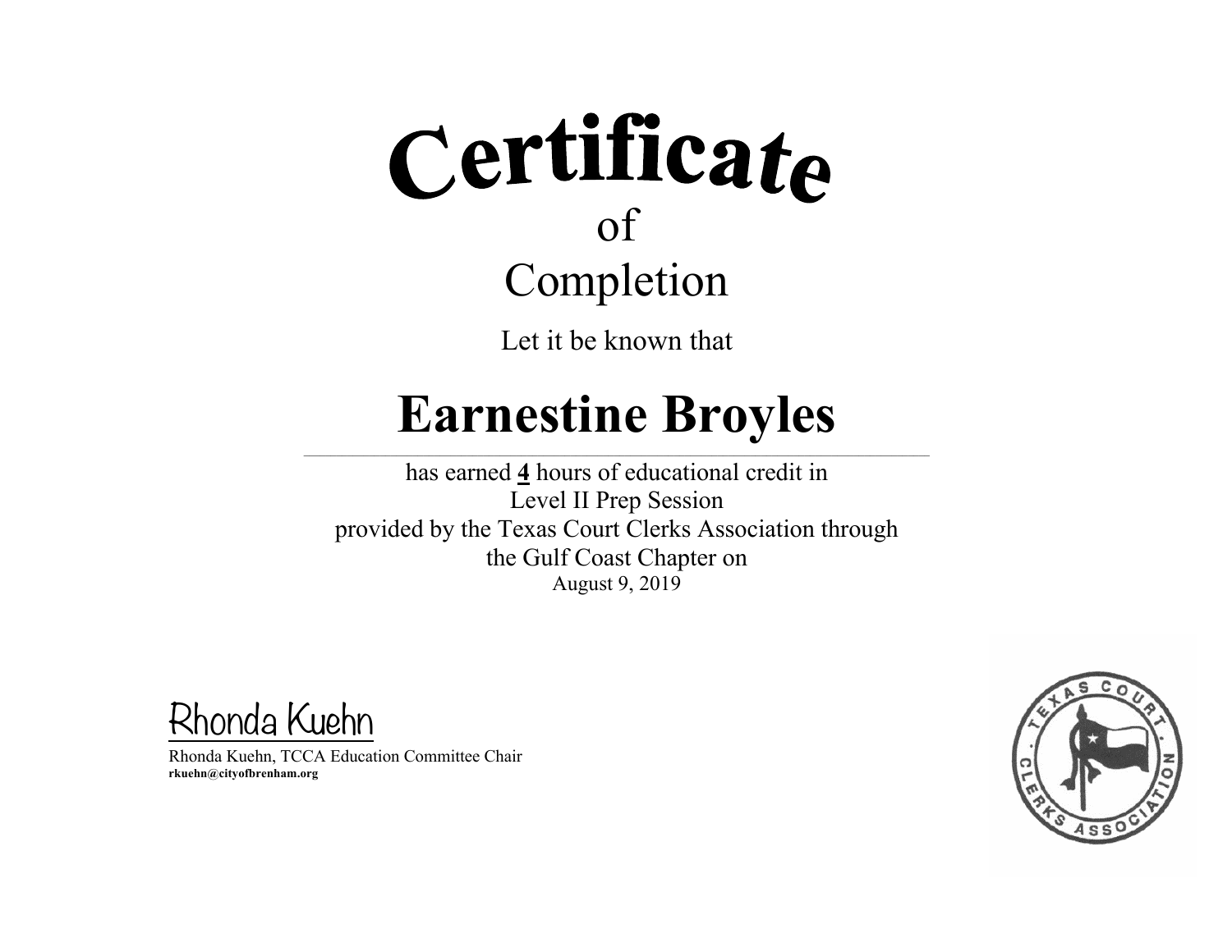# Certificate

of

## Completion

Let it be known that

# Earnestine Broyles

has earned **4** hours of educational credit in
Level II Prep Session
provided by the Texas Court Clerks Association through
the Gulf Coast Chapter on
August 9, 2019

Rhonda Kuehn

Rhonda Kuehn, TCCA Education Committee Chair
**rkuehn@cityofbrenham.org**

TEXAS COURT CLERKS ASSOCIATION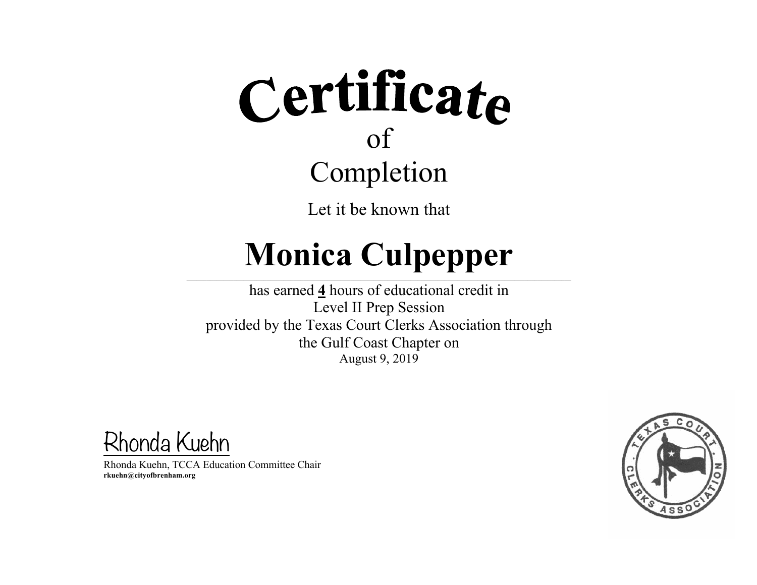# Certificate

of

## Completion

Let it be known that

# Monica Culpepper

has earned **4** hours of educational credit in
Level II Prep Session
provided by the Texas Court Clerks Association through
the Gulf Coast Chapter on
August 9, 2019

Rhonda Kuehn

Rhonda Kuehn, TCCA Education Committee Chair
**rkuehn@cityofbrenham.org**

TEXAS COURT CLERKS ASSOCIATION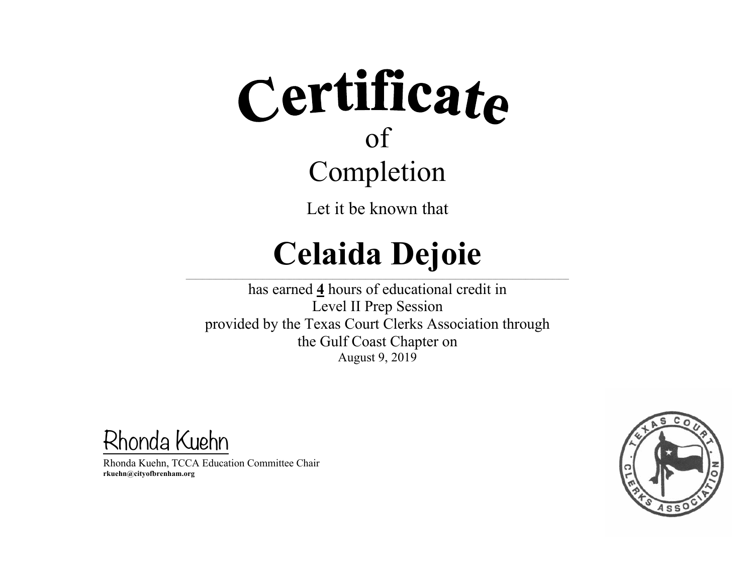# Certificate
of
Completion

Let it be known that

# Celaida Dejoie

has earned **4** hours of educational credit in
Level II Prep Session
provided by the Texas Court Clerks Association through
the Gulf Coast Chapter on
August 9, 2019

Rhonda Kuehn

Rhonda Kuehn, TCCA Education Committee Chair
**rkuehn@cityofbrenham.org**

TEXAS COURT CLERKS ASSOCIATION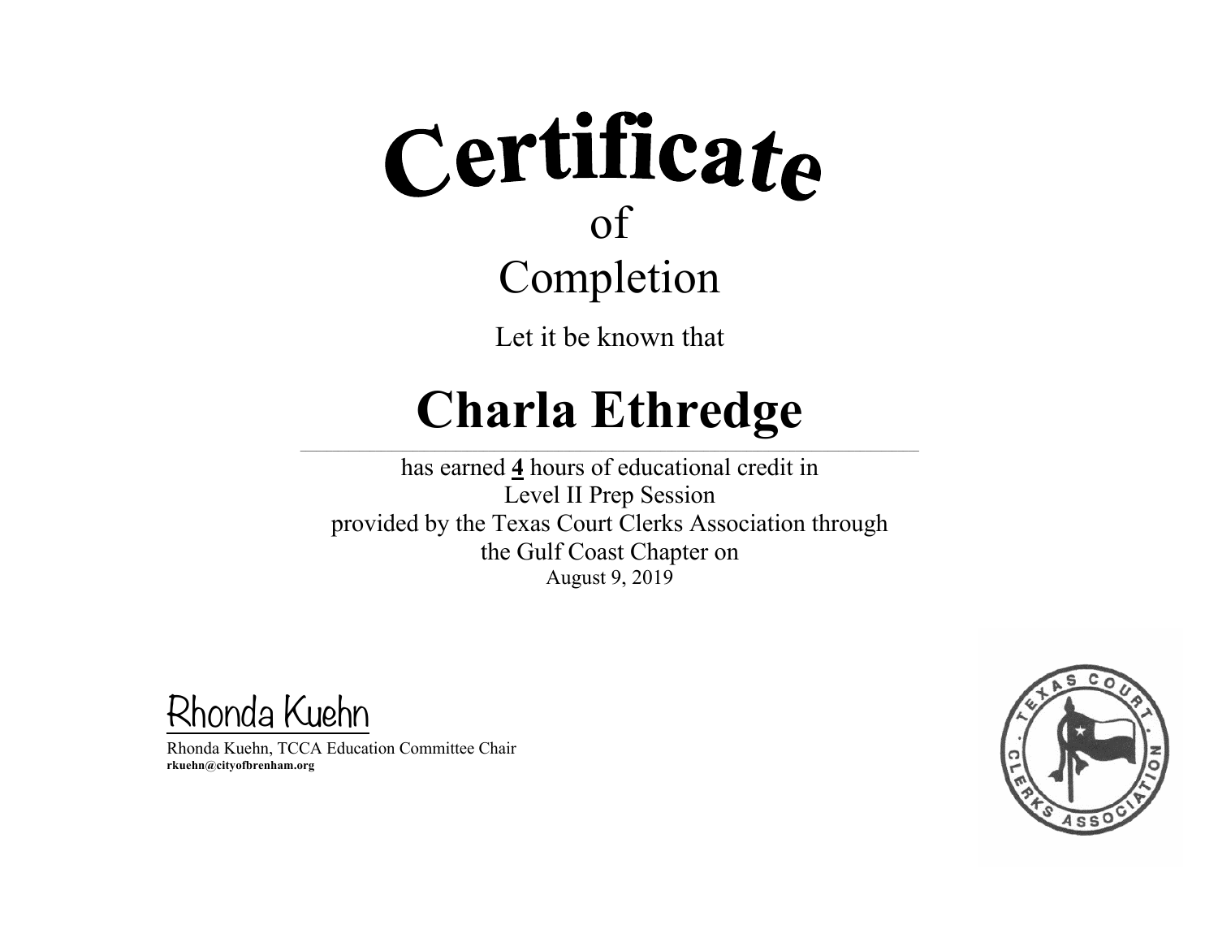# Certificate

of

## Completion

Let it be known that

# Charla Ethredge

has earned **4** hours of educational credit in
Level II Prep Session
provided by the Texas Court Clerks Association through
the Gulf Coast Chapter on
August 9, 2019

Rhonda Kuehn

Rhonda Kuehn, TCCA Education Committee Chair
**rkuehn@cityofbrenham.org**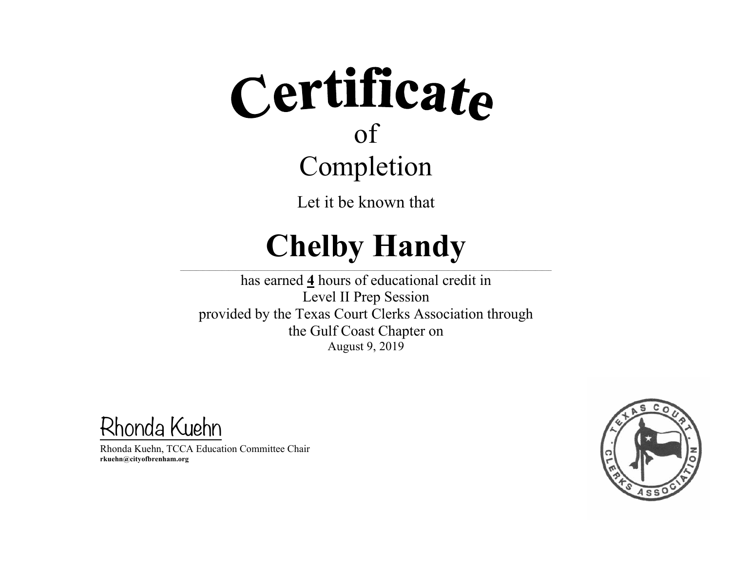# Certificate
## of
## Completion

Let it be known that

# Chelby Handy

has earned **4** hours of educational credit in
Level II Prep Session
provided by the Texas Court Clerks Association through
the Gulf Coast Chapter on
August 9, 2019

Rhonda Kuehn

Rhonda Kuehn, TCCA Education Committee Chair
**rkuehn@cityofbrenham.org**

TEXAS COURT CLERKS ASSOCIATION